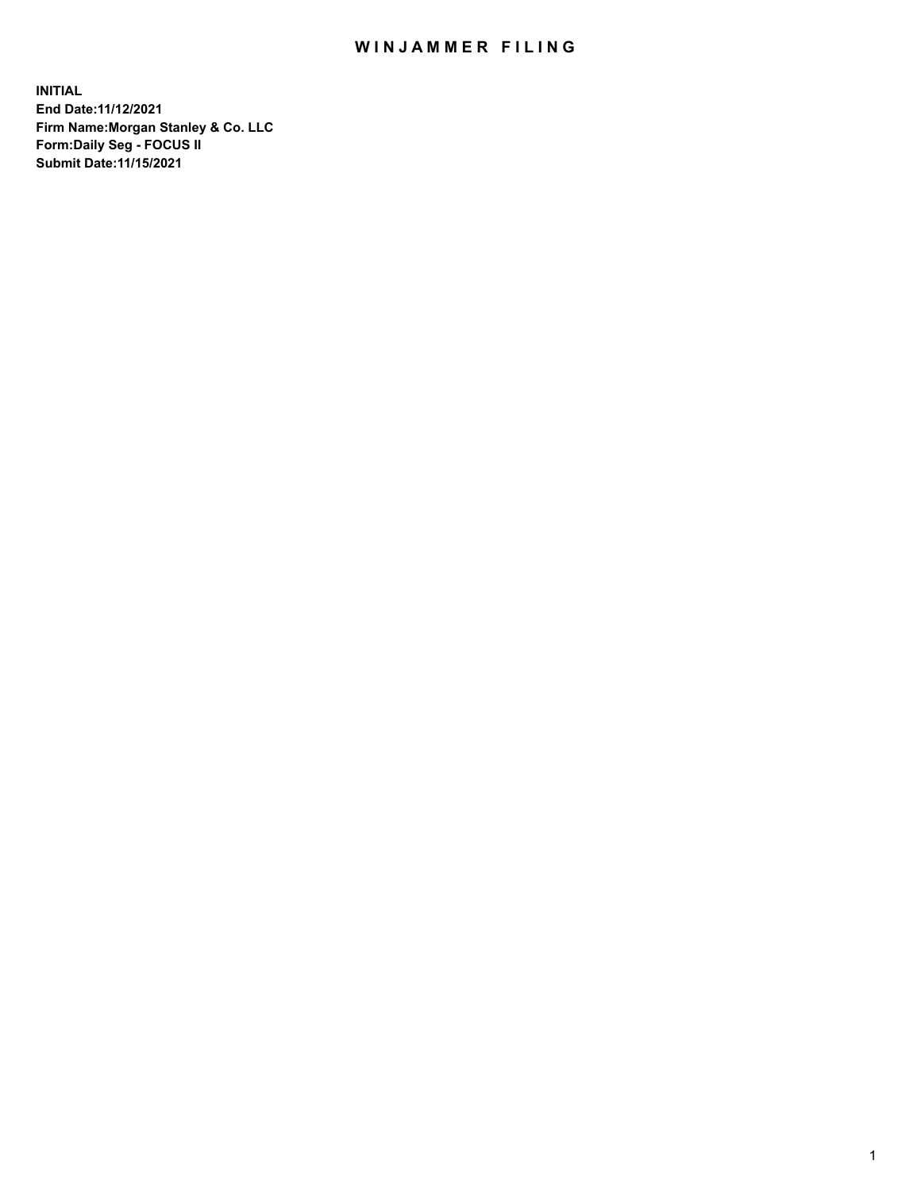# WINJAMMER FILING

**INITIAL**
**End Date:11/12/2021**
**Firm Name:Morgan Stanley & Co. LLC**
**Form:Daily Seg - FOCUS II**
**Submit Date:11/15/2021**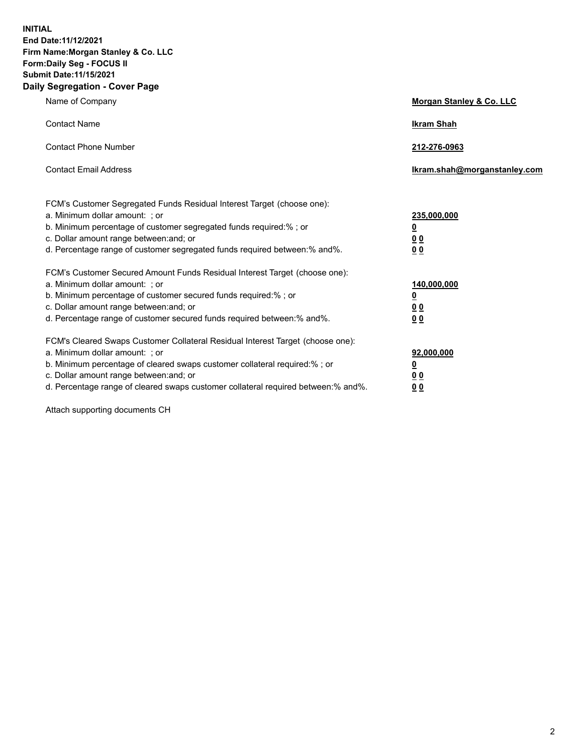**INITIAL**
**End Date:11/12/2021**
**Firm Name:Morgan Stanley & Co. LLC**
**Form:Daily Seg - FOCUS II**
**Submit Date:11/15/2021**
**Daily Segregation - Cover Page**

| | |
|---|---|
| Name of Company | **Morgan Stanley & Co. LLC** |
| Contact Name | **Ikram Shah** |
| Contact Phone Number | **212-276-0963** |
| Contact Email Address | **Ikram.shah@morganstanley.com** |

FCM's Customer Segregated Funds Residual Interest Target (choose one):

| | |
|---|---|
| a. Minimum dollar amount: ; or | **235,000,000** |
| b. Minimum percentage of customer segregated funds required:% ; or | **0** |
| c. Dollar amount range between:and; or | **0 0** |
| d. Percentage range of customer segregated funds required between:% and%. | **0 0** |

FCM's Customer Secured Amount Funds Residual Interest Target (choose one):

| | |
|---|---|
| a. Minimum dollar amount: ; or | **140,000,000** |
| b. Minimum percentage of customer secured funds required:% ; or | **0** |
| c. Dollar amount range between:and; or | **0 0** |
| d. Percentage range of customer secured funds required between:% and%. | **0 0** |

FCM's Cleared Swaps Customer Collateral Residual Interest Target (choose one):

| | |
|---|---|
| a. Minimum dollar amount: ; or | **92,000,000** |
| b. Minimum percentage of cleared swaps customer collateral required:% ; or | **0** |
| c. Dollar amount range between:and; or | **0 0** |
| d. Percentage range of cleared swaps customer collateral required between:% and%. | **0 0** |

Attach supporting documents CH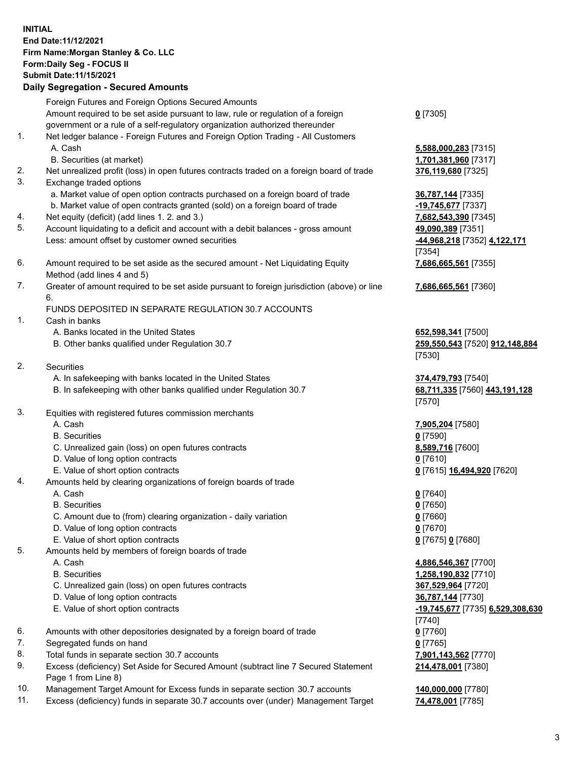**INITIAL**
**End Date:11/12/2021**
**Firm Name:Morgan Stanley & Co. LLC**
**Form:Daily Seg - FOCUS II**
**Submit Date:11/15/2021**

## Daily Segregation - Secured Amounts

| | | |
|---|---|---|
| | Foreign Futures and Foreign Options Secured Amounts | |
| | Amount required to be set aside pursuant to law, rule or regulation of a foreign government or a rule of a self-regulatory organization authorized thereunder | **0** [7305] |
| 1. | Net ledger balance - Foreign Futures and Foreign Option Trading - All Customers | |
| | A. Cash | **5,588,000,283** [7315] |
| | B. Securities (at market) | **1,701,381,960** [7317] |
| 2. | Net unrealized profit (loss) in open futures contracts traded on a foreign board of trade | **376,119,680** [7325] |
| 3. | Exchange traded options | |
| | a. Market value of open option contracts purchased on a foreign board of trade | **36,787,144** [7335] |
| | b. Market value of open contracts granted (sold) on a foreign board of trade | **-19,745,677** [7337] |
| 4. | Net equity (deficit) (add lines 1. 2. and 3.) | **7,682,543,390** [7345] |
| 5. | Account liquidating to a deficit and account with a debit balances - gross amount | **49,090,389** [7351] |
| | Less: amount offset by customer owned securities | **-44,968,218** [7352] **4,122,171** [7354] |
| 6. | Amount required to be set aside as the secured amount - Net Liquidating Equity Method (add lines 4 and 5) | **7,686,665,561** [7355] |
| 7. | Greater of amount required to be set aside pursuant to foreign jurisdiction (above) or line 6. | **7,686,665,561** [7360] |
| | FUNDS DEPOSITED IN SEPARATE REGULATION 30.7 ACCOUNTS | |
| 1. | Cash in banks | |
| | A. Banks located in the United States | **652,598,341** [7500] |
| | B. Other banks qualified under Regulation 30.7 | **259,550,543** [7520] **912,148,884** [7530] |
| 2. | Securities | |
| | A. In safekeeping with banks located in the United States | **374,479,793** [7540] |
| | B. In safekeeping with other banks qualified under Regulation 30.7 | **68,711,335** [7560] **443,191,128** [7570] |
| 3. | Equities with registered futures commission merchants | |
| | A. Cash | **7,905,204** [7580] |
| | B. Securities | **0** [7590] |
| | C. Unrealized gain (loss) on open futures contracts | **8,589,716** [7600] |
| | D. Value of long option contracts | **0** [7610] |
| | E. Value of short option contracts | **0** [7615] **16,494,920** [7620] |
| 4. | Amounts held by clearing organizations of foreign boards of trade | |
| | A. Cash | **0** [7640] |
| | B. Securities | **0** [7650] |
| | C. Amount due to (from) clearing organization - daily variation | **0** [7660] |
| | D. Value of long option contracts | **0** [7670] |
| | E. Value of short option contracts | **0** [7675] **0** [7680] |
| 5. | Amounts held by members of foreign boards of trade | |
| | A. Cash | **4,886,546,367** [7700] |
| | B. Securities | **1,258,190,832** [7710] |
| | C. Unrealized gain (loss) on open futures contracts | **367,529,964** [7720] |
| | D. Value of long option contracts | **36,787,144** [7730] |
| | E. Value of short option contracts | **-19,745,677** [7735] **6,529,308,630** [7740] |
| 6. | Amounts with other depositories designated by a foreign board of trade | **0** [7760] |
| 7. | Segregated funds on hand | **0** [7765] |
| 8. | Total funds in separate section 30.7 accounts | **7,901,143,562** [7770] |
| 9. | Excess (deficiency) Set Aside for Secured Amount (subtract line 7 Secured Statement Page 1 from Line 8) | **214,478,001** [7380] |
| 10. | Management Target Amount for Excess funds in separate section 30.7 accounts | **140,000,000** [7780] |
| 11. | Excess (deficiency) funds in separate 30.7 accounts over (under) Management Target | **74,478,001** [7785] |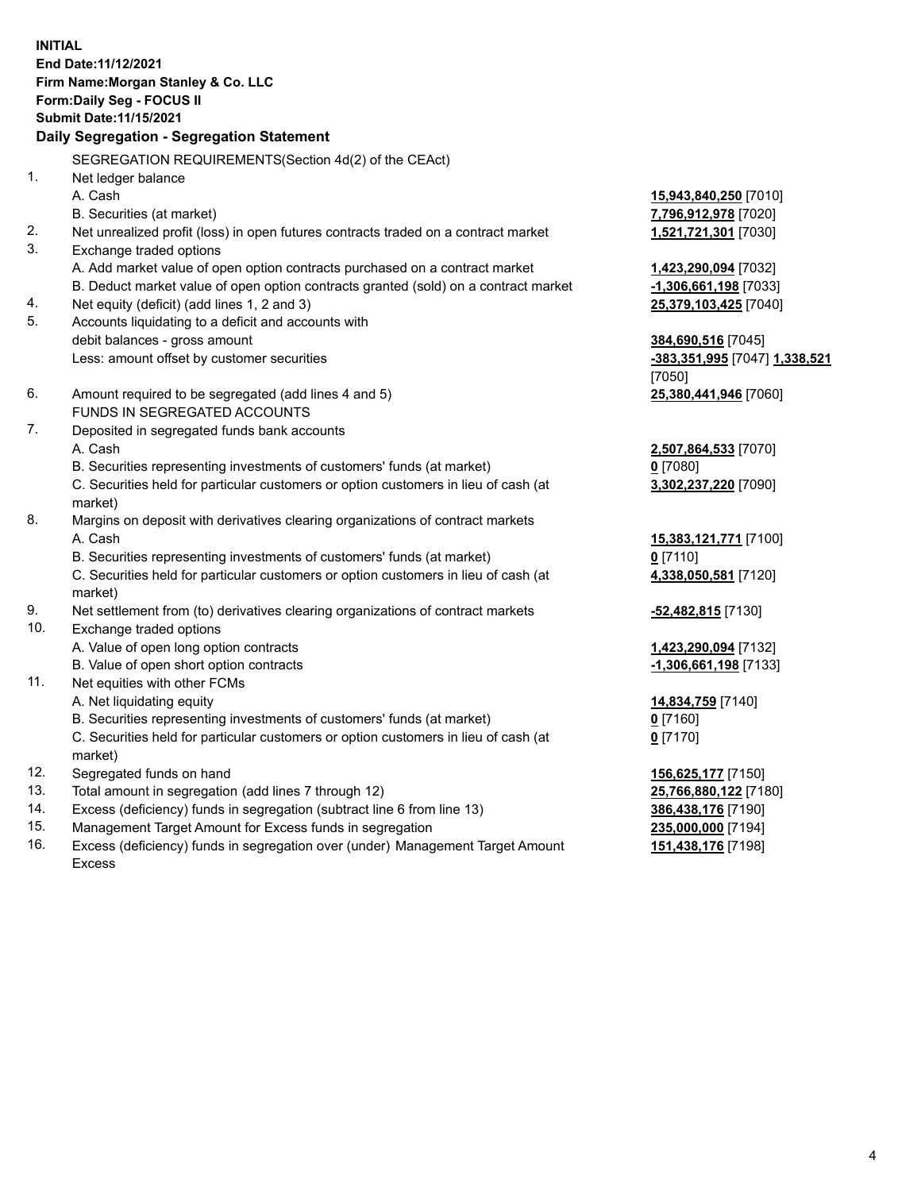**INITIAL**
**End Date:11/12/2021**
**Firm Name:Morgan Stanley & Co. LLC**
**Form:Daily Seg - FOCUS II**
**Submit Date:11/15/2021**

## Daily Segregation - Segregation Statement

SEGREGATION REQUIREMENTS(Section 4d(2) of the CEAct)

| | | |
|---|---|---|
| 1. | Net ledger balance | |
| | A. Cash | **15,943,840,250** [7010] |
| | B. Securities (at market) | **7,796,912,978** [7020] |
| 2. | Net unrealized profit (loss) in open futures contracts traded on a contract market | **1,521,721,301** [7030] |
| 3. | Exchange traded options | |
| | A. Add market value of open option contracts purchased on a contract market | **1,423,290,094** [7032] |
| | B. Deduct market value of open option contracts granted (sold) on a contract market | **-1,306,661,198** [7033] |
| 4. | Net equity (deficit) (add lines 1, 2 and 3) | **25,379,103,425** [7040] |
| 5. | Accounts liquidating to a deficit and accounts with debit balances - gross amount | **384,690,516** [7045] |
| | Less: amount offset by customer securities | **-383,351,995** [7047] **1,338,521** [7050] |
| 6. | Amount required to be segregated (add lines 4 and 5) | **25,380,441,946** [7060] |
| | FUNDS IN SEGREGATED ACCOUNTS | |
| 7. | Deposited in segregated funds bank accounts | |
| | A. Cash | **2,507,864,533** [7070] |
| | B. Securities representing investments of customers' funds (at market) | **0** [7080] |
| | C. Securities held for particular customers or option customers in lieu of cash (at market) | **3,302,237,220** [7090] |
| 8. | Margins on deposit with derivatives clearing organizations of contract markets | |
| | A. Cash | **15,383,121,771** [7100] |
| | B. Securities representing investments of customers' funds (at market) | **0** [7110] |
| | C. Securities held for particular customers or option customers in lieu of cash (at market) | **4,338,050,581** [7120] |
| 9. | Net settlement from (to) derivatives clearing organizations of contract markets | **-52,482,815** [7130] |
| 10. | Exchange traded options | |
| | A. Value of open long option contracts | **1,423,290,094** [7132] |
| | B. Value of open short option contracts | **-1,306,661,198** [7133] |
| 11. | Net equities with other FCMs | |
| | A. Net liquidating equity | **14,834,759** [7140] |
| | B. Securities representing investments of customers' funds (at market) | **0** [7160] |
| | C. Securities held for particular customers or option customers in lieu of cash (at market) | **0** [7170] |
| 12. | Segregated funds on hand | **156,625,177** [7150] |
| 13. | Total amount in segregation (add lines 7 through 12) | **25,766,880,122** [7180] |
| 14. | Excess (deficiency) funds in segregation (subtract line 6 from line 13) | **386,438,176** [7190] |
| 15. | Management Target Amount for Excess funds in segregation | **235,000,000** [7194] |
| 16. | Excess (deficiency) funds in segregation over (under) Management Target Amount Excess | **151,438,176** [7198] |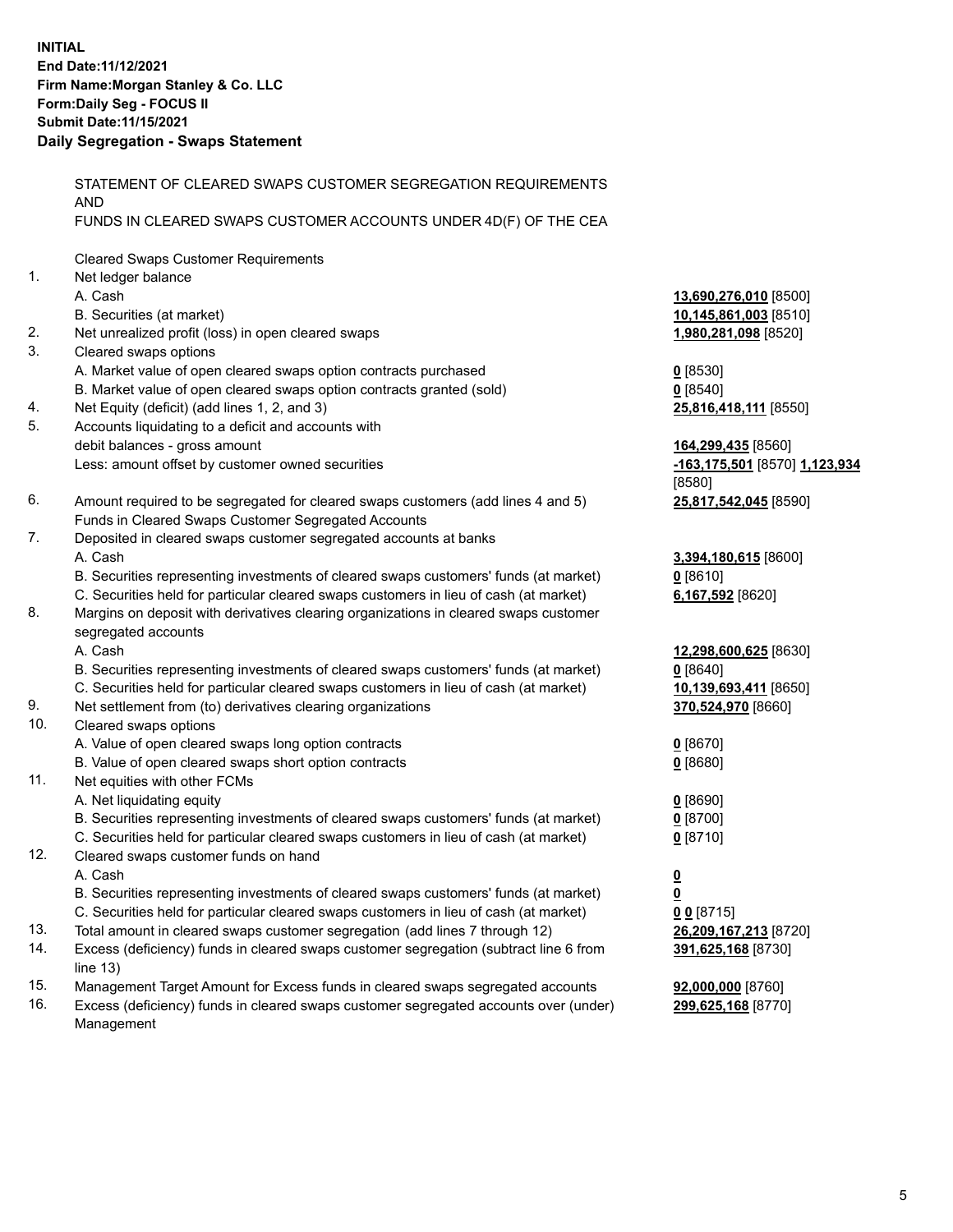**INITIAL**
**End Date:11/12/2021**
**Firm Name:Morgan Stanley & Co. LLC**
**Form:Daily Seg - FOCUS II**
**Submit Date:11/15/2021**
**Daily Segregation - Swaps Statement**

STATEMENT OF CLEARED SWAPS CUSTOMER SEGREGATION REQUIREMENTS AND FUNDS IN CLEARED SWAPS CUSTOMER ACCOUNTS UNDER 4D(F) OF THE CEA

| | | |
|---|---|---|
| | Cleared Swaps Customer Requirements | |
| 1. | Net ledger balance | |
| | A. Cash | **13,690,276,010** [8500] |
| | B. Securities (at market) | **10,145,861,003** [8510] |
| 2. | Net unrealized profit (loss) in open cleared swaps | **1,980,281,098** [8520] |
| 3. | Cleared swaps options | |
| | A. Market value of open cleared swaps option contracts purchased | **0** [8530] |
| | B. Market value of open cleared swaps option contracts granted (sold) | **0** [8540] |
| 4. | Net Equity (deficit) (add lines 1, 2, and 3) | **25,816,418,111** [8550] |
| 5. | Accounts liquidating to a deficit and accounts with debit balances - gross amount | **164,299,435** [8560] |
| | Less: amount offset by customer owned securities | **-163,175,501** [8570] **1,123,934** [8580] |
| 6. | Amount required to be segregated for cleared swaps customers (add lines 4 and 5) | **25,817,542,045** [8590] |
| | Funds in Cleared Swaps Customer Segregated Accounts | |
| 7. | Deposited in cleared swaps customer segregated accounts at banks | |
| | A. Cash | **3,394,180,615** [8600] |
| | B. Securities representing investments of cleared swaps customers' funds (at market) | **0** [8610] |
| | C. Securities held for particular cleared swaps customers in lieu of cash (at market) | **6,167,592** [8620] |
| 8. | Margins on deposit with derivatives clearing organizations in cleared swaps customer segregated accounts | |
| | A. Cash | **12,298,600,625** [8630] |
| | B. Securities representing investments of cleared swaps customers' funds (at market) | **0** [8640] |
| | C. Securities held for particular cleared swaps customers in lieu of cash (at market) | **10,139,693,411** [8650] |
| 9. | Net settlement from (to) derivatives clearing organizations | **370,524,970** [8660] |
| 10. | Cleared swaps options | |
| | A. Value of open cleared swaps long option contracts | **0** [8670] |
| | B. Value of open cleared swaps short option contracts | **0** [8680] |
| 11. | Net equities with other FCMs | |
| | A. Net liquidating equity | **0** [8690] |
| | B. Securities representing investments of cleared swaps customers' funds (at market) | **0** [8700] |
| | C. Securities held for particular cleared swaps customers in lieu of cash (at market) | **0** [8710] |
| 12. | Cleared swaps customer funds on hand | |
| | A. Cash | **0** |
| | B. Securities representing investments of cleared swaps customers' funds (at market) | **0** |
| | C. Securities held for particular cleared swaps customers in lieu of cash (at market) | **0** **0** [8715] |
| 13. | Total amount in cleared swaps customer segregation (add lines 7 through 12) | **26,209,167,213** [8720] |
| 14. | Excess (deficiency) funds in cleared swaps customer segregation (subtract line 6 from line 13) | **391,625,168** [8730] |
| 15. | Management Target Amount for Excess funds in cleared swaps segregated accounts | **92,000,000** [8760] |
| 16. | Excess (deficiency) funds in cleared swaps customer segregated accounts over (under) Management | **299,625,168** [8770] |